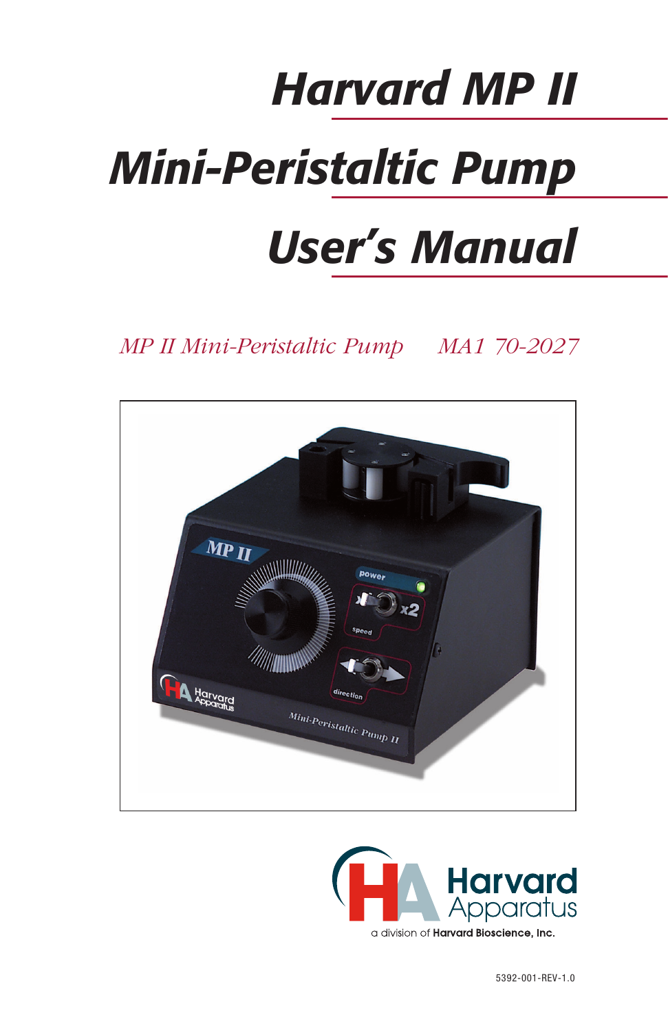# Harvard MP II

# Mini-Peristaltic Pump

# User's Manual

*MP II Mini-Peristaltic Pump MA1 70-2027*

a division of **Harvard Bioscience, Inc.**

5392-001-REV-1.0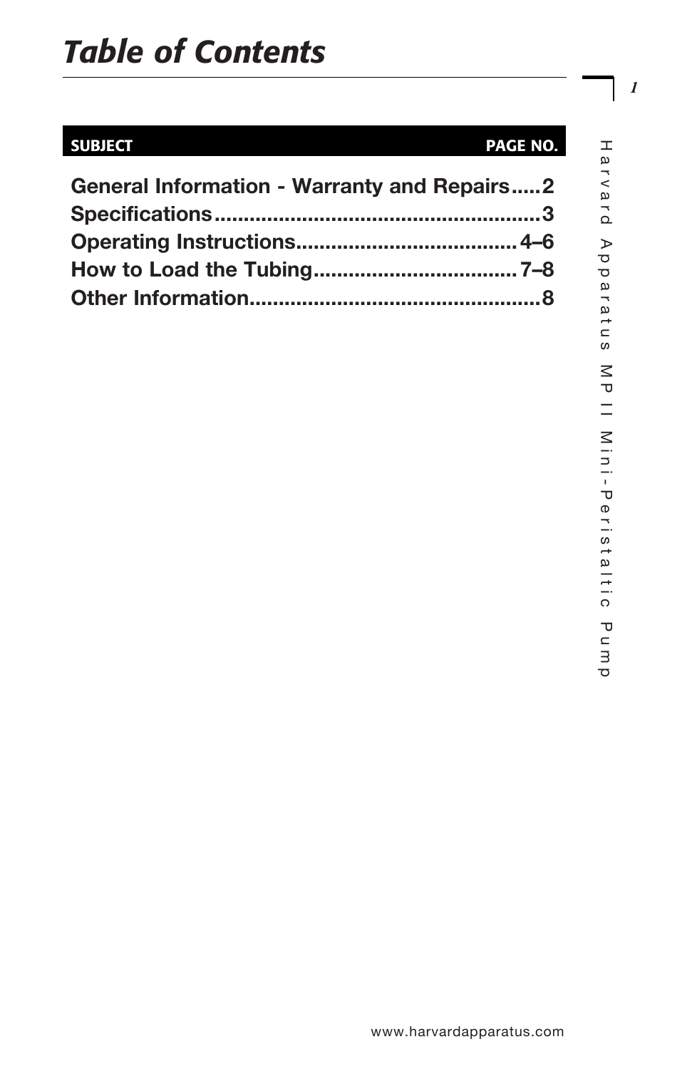# Table of Contents

| SUBJECT | PAGE NO. |
|---|---|
| **General Information - Warranty and Repairs** | **2** |
| **Specifications** | **3** |
| **Operating Instructions** | **4–6** |
| **How to Load the Tubing** | **7–8** |
| **Other Information** | **8** |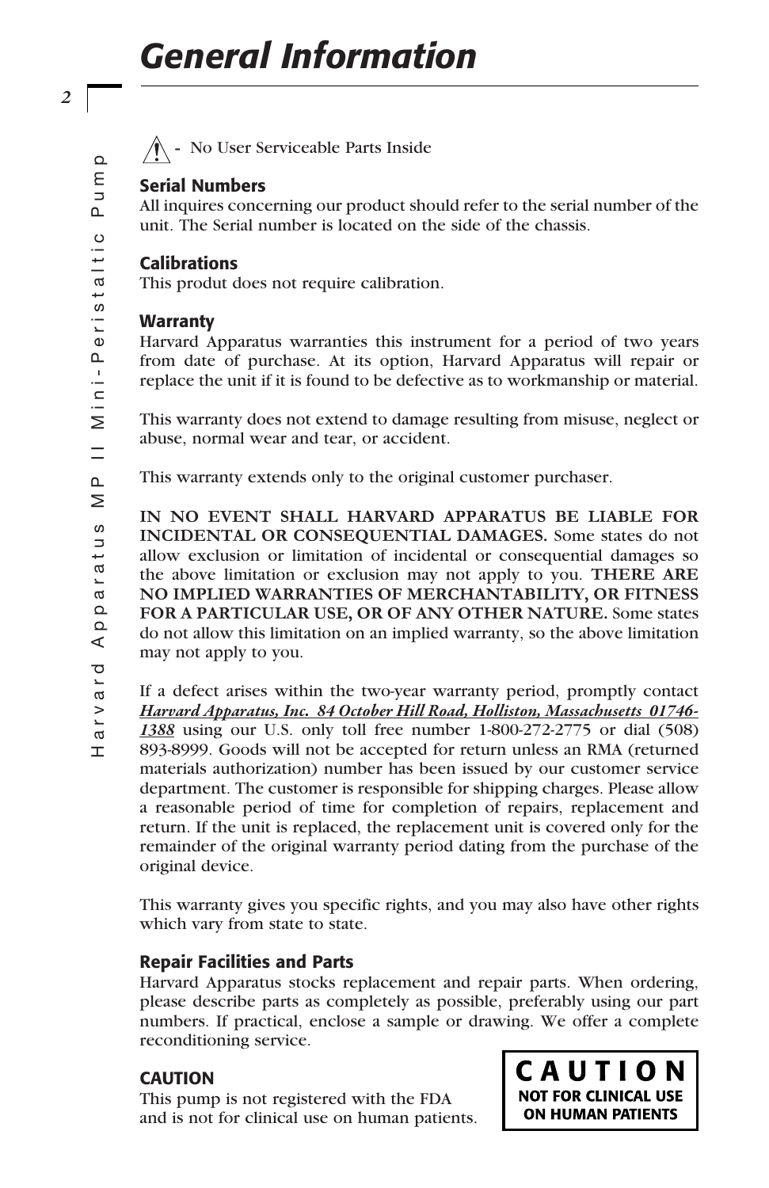# General Information

⚠ - No User Serviceable Parts Inside

### Serial Numbers

All inquires concerning our product should refer to the serial number of the unit. The Serial number is located on the side of the chassis.

### Calibrations

This produt does not require calibration.

### Warranty

Harvard Apparatus warranties this instrument for a period of two years from date of purchase. At its option, Harvard Apparatus will repair or replace the unit if it is found to be defective as to workmanship or material.

This warranty does not extend to damage resulting from misuse, neglect or abuse, normal wear and tear, or accident.

This warranty extends only to the original customer purchaser.

**IN NO EVENT SHALL HARVARD APPARATUS BE LIABLE FOR INCIDENTAL OR CONSEQUENTIAL DAMAGES.** Some states do not allow exclusion or limitation of incidental or consequential damages so the above limitation or exclusion may not apply to you. **THERE ARE NO IMPLIED WARRANTIES OF MERCHANTABILITY, OR FITNESS FOR A PARTICULAR USE, OR OF ANY OTHER NATURE.** Some states do not allow this limitation on an implied warranty, so the above limitation may not apply to you.

If a defect arises within the two-year warranty period, promptly contact ***Harvard Apparatus, Inc. 84 October Hill Road, Holliston, Massachusetts 01746-1388*** using our U.S. only toll free number 1-800-272-2775 or dial (508) 893-8999. Goods will not be accepted for return unless an RMA (returned materials authorization) number has been issued by our customer service department. The customer is responsible for shipping charges. Please allow a reasonable period of time for completion of repairs, replacement and return. If the unit is replaced, the replacement unit is covered only for the remainder of the original warranty period dating from the purchase of the original device.

This warranty gives you specific rights, and you may also have other rights which vary from state to state.

### Repair Facilities and Parts

Harvard Apparatus stocks replacement and repair parts. When ordering, please describe parts as completely as possible, preferably using our part numbers. If practical, enclose a sample or drawing. We offer a complete reconditioning service.

### CAUTION

This pump is not registered with the FDA and is not for clinical use on human patients.

**CAUTION**
**NOT FOR CLINICAL USE ON HUMAN PATIENTS**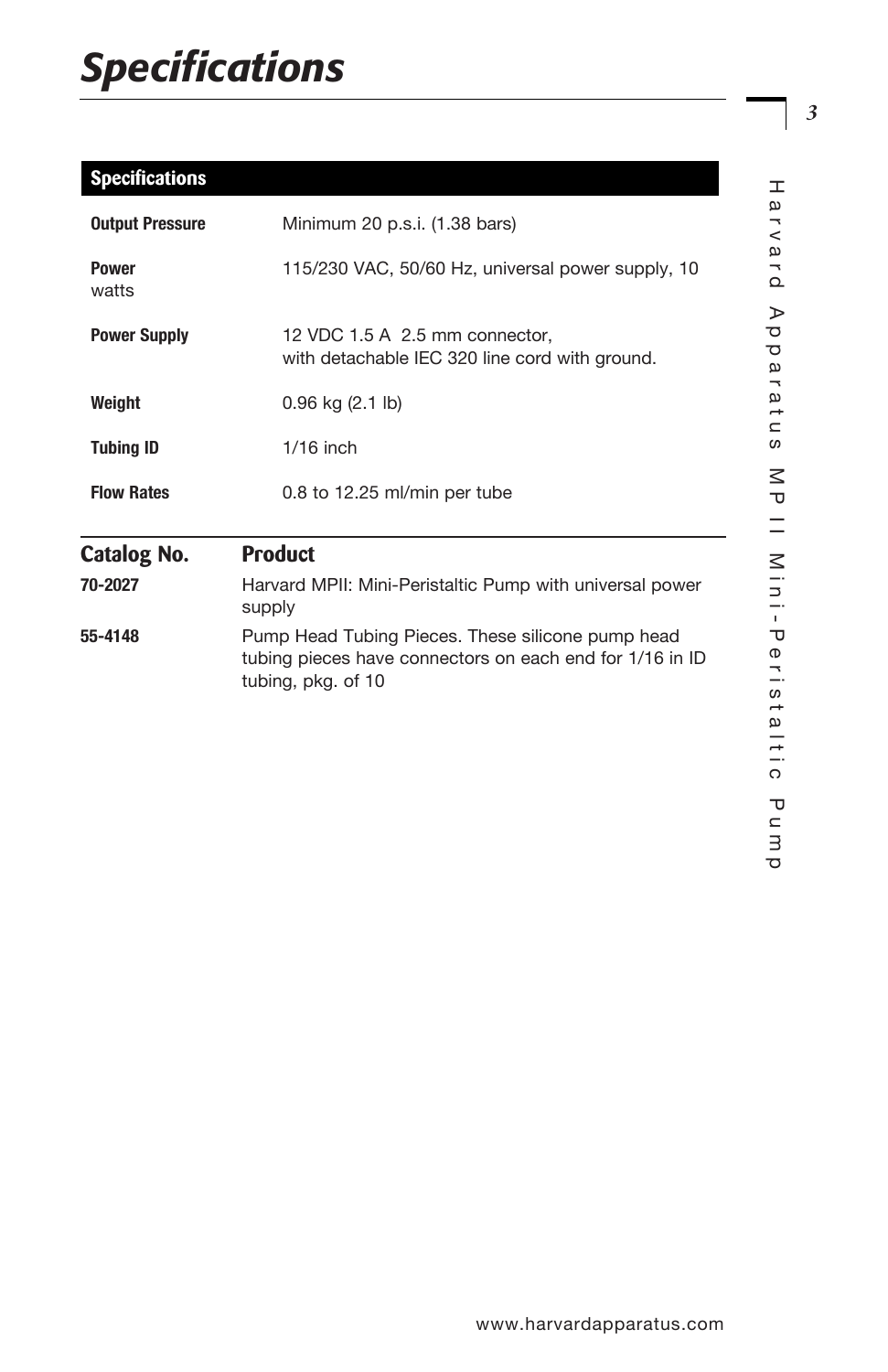# Specifications

| Specifications | |
|---|---|
| **Output Pressure** | Minimum 20 p.s.i. (1.38 bars) |
| **Power** watts | 115/230 VAC, 50/60 Hz, universal power supply, 10 |
| **Power Supply** | 12 VDC 1.5 A 2.5 mm connector, with detachable IEC 320 line cord with ground. |
| **Weight** | 0.96 kg (2.1 lb) |
| **Tubing ID** | 1/16 inch |
| **Flow Rates** | 0.8 to 12.25 ml/min per tube |

| Catalog No. | Product |
|---|---|
| **70-2027** | Harvard MPII: Mini-Peristaltic Pump with universal power supply |
| **55-4148** | Pump Head Tubing Pieces. These silicone pump head tubing pieces have connectors on each end for 1/16 in ID tubing, pkg. of 10 |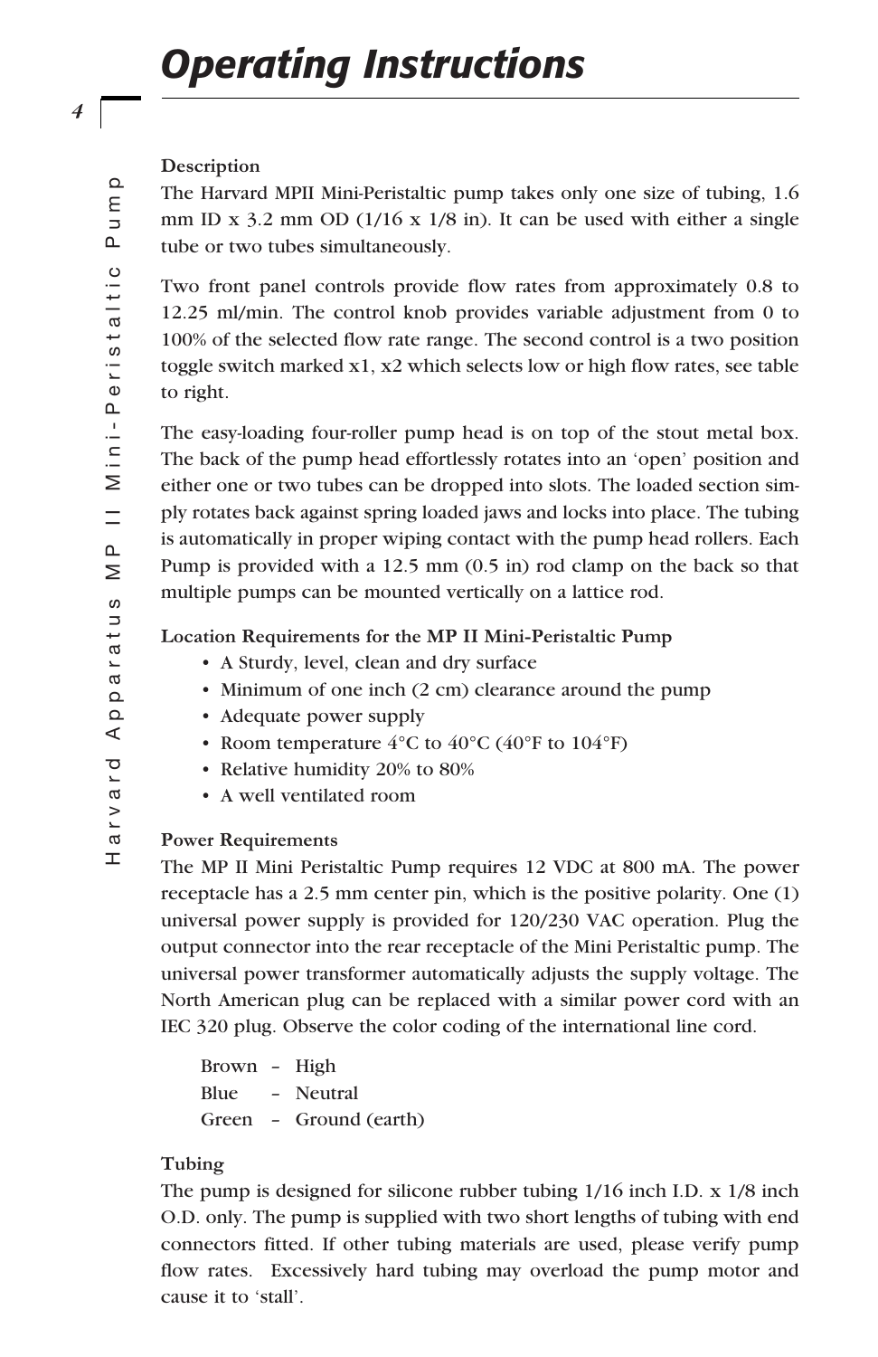# Operating Instructions

**Description**

The Harvard MPII Mini-Peristaltic pump takes only one size of tubing, 1.6 mm ID x 3.2 mm OD (1/16 x 1/8 in). It can be used with either a single tube or two tubes simultaneously.

Two front panel controls provide flow rates from approximately 0.8 to 12.25 ml/min. The control knob provides variable adjustment from 0 to 100% of the selected flow rate range. The second control is a two position toggle switch marked x1, x2 which selects low or high flow rates, see table to right.

The easy-loading four-roller pump head is on top of the stout metal box. The back of the pump head effortlessly rotates into an 'open' position and either one or two tubes can be dropped into slots. The loaded section simply rotates back against spring loaded jaws and locks into place. The tubing is automatically in proper wiping contact with the pump head rollers. Each Pump is provided with a 12.5 mm (0.5 in) rod clamp on the back so that multiple pumps can be mounted vertically on a lattice rod.

**Location Requirements for the MP II Mini-Peristaltic Pump**

- A Sturdy, level, clean and dry surface
- Minimum of one inch (2 cm) clearance around the pump
- Adequate power supply
- Room temperature 4°C to 40°C (40°F to 104°F)
- Relative humidity 20% to 80%
- A well ventilated room

**Power Requirements**

The MP II Mini Peristaltic Pump requires 12 VDC at 800 mA. The power receptacle has a 2.5 mm center pin, which is the positive polarity. One (1) universal power supply is provided for 120/230 VAC operation. Plug the output connector into the rear receptacle of the Mini Peristaltic pump. The universal power transformer automatically adjusts the supply voltage. The North American plug can be replaced with a similar power cord with an IEC 320 plug. Observe the color coding of the international line cord.

Brown – High
Blue – Neutral
Green – Ground (earth)

**Tubing**

The pump is designed for silicone rubber tubing 1/16 inch I.D. x 1/8 inch O.D. only. The pump is supplied with two short lengths of tubing with end connectors fitted. If other tubing materials are used, please verify pump flow rates. Excessively hard tubing may overload the pump motor and cause it to 'stall'.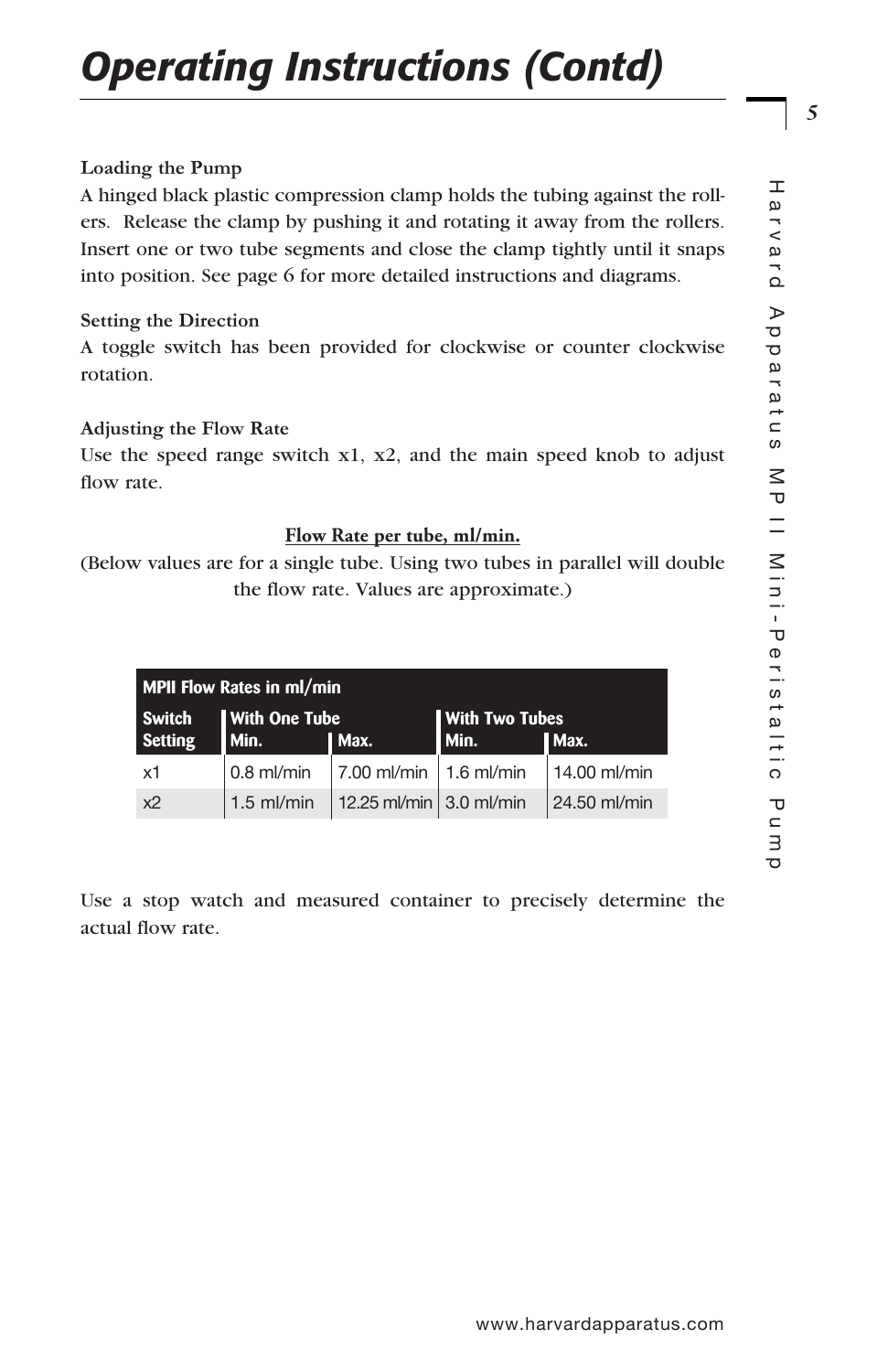# Operating Instructions (Contd)

**Loading the Pump**

A hinged black plastic compression clamp holds the tubing against the rollers. Release the clamp by pushing it and rotating it away from the rollers. Insert one or two tube segments and close the clamp tightly until it snaps into position. See page 6 for more detailed instructions and diagrams.

**Setting the Direction**

A toggle switch has been provided for clockwise or counter clockwise rotation.

**Adjusting the Flow Rate**

Use the speed range switch x1, x2, and the main speed knob to adjust flow rate.

<u>**Flow Rate per tube, ml/min.**</u>

(Below values are for a single tube. Using two tubes in parallel will double the flow rate. Values are approximate.)

| MPII Flow Rates in ml/min | | | | |
|---|---|---|---|---|
| Switch Setting | With One Tube | | With Two Tubes | |
| | Min. | Max. | Min. | Max. |
| x1 | 0.8 ml/min | 7.00 ml/min | 1.6 ml/min | 14.00 ml/min |
| x2 | 1.5 ml/min | 12.25 ml/min | 3.0 ml/min | 24.50 ml/min |

Use a stop watch and measured container to precisely determine the actual flow rate.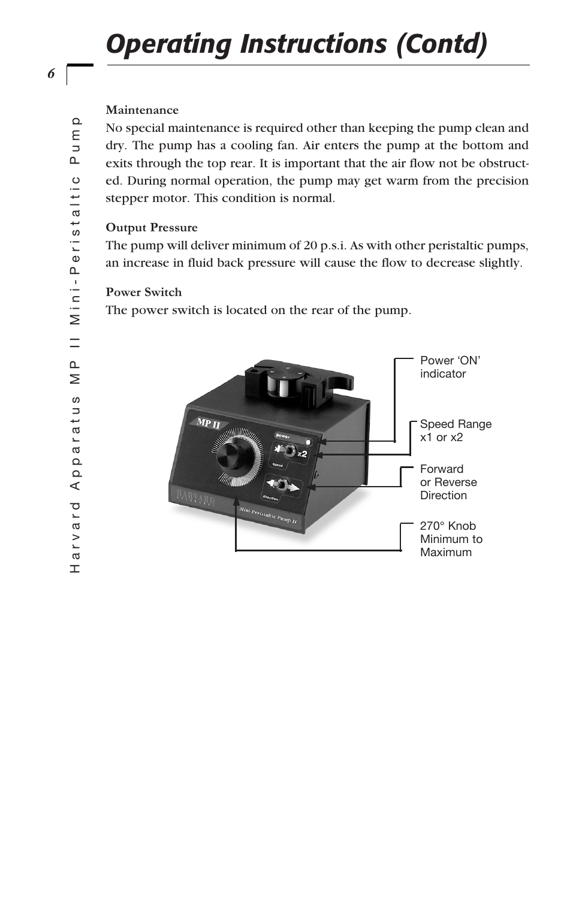# Operating Instructions (Contd)

**Maintenance**

No special maintenance is required other than keeping the pump clean and dry. The pump has a cooling fan. Air enters the pump at the bottom and exits through the top rear. It is important that the air flow not be obstructed. During normal operation, the pump may get warm from the precision stepper motor. This condition is normal.

**Output Pressure**

The pump will deliver minimum of 20 p.s.i. As with other peristaltic pumps, an increase in fluid back pressure will cause the flow to decrease slightly.

**Power Switch**

The power switch is located on the rear of the pump.

Power 'ON' indicator

Speed Range x1 or x2

Forward or Reverse Direction

270° Knob Minimum to Maximum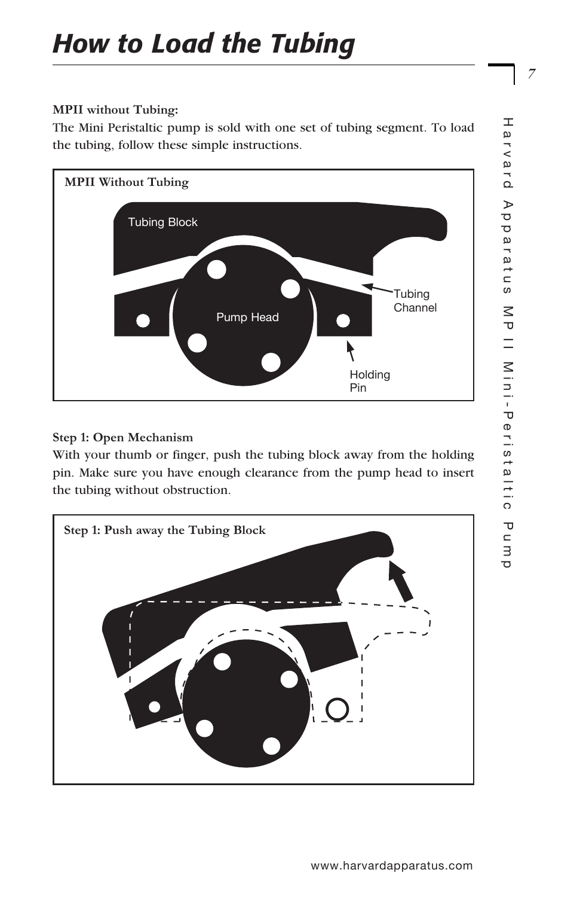# How to Load the Tubing

**MPII without Tubing:**

The Mini Peristaltic pump is sold with one set of tubing segment. To load the tubing, follow these simple instructions.

**MPII Without Tubing**

**Step 1: Open Mechanism**

With your thumb or finger, push the tubing block away from the holding pin. Make sure you have enough clearance from the pump head to insert the tubing without obstruction.

**Step 1: Push away the Tubing Block**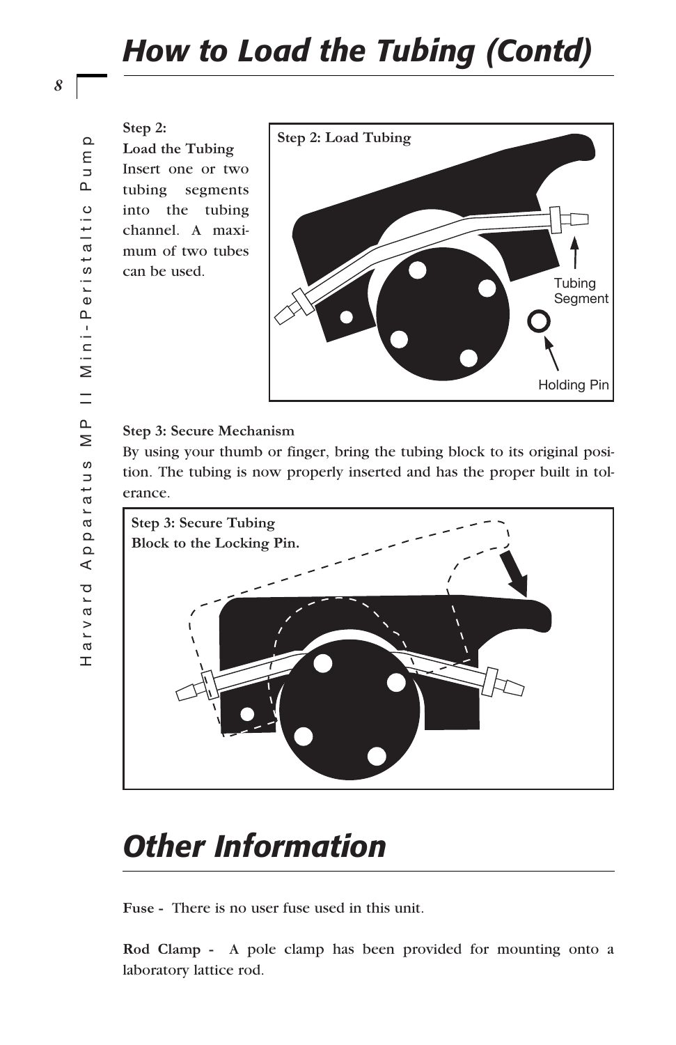# How to Load the Tubing (Contd)

**Step 2:**
**Load the Tubing**
Insert one or two tubing segments into the tubing channel. A maximum of two tubes can be used.

**Step 2: Load Tubing**

Tubing Segment

Holding Pin

**Step 3: Secure Mechanism**
By using your thumb or finger, bring the tubing block to its original position. The tubing is now properly inserted and has the proper built in tolerance.

**Step 3: Secure Tubing Block to the Locking Pin.**

# Other Information

**Fuse -** There is no user fuse used in this unit.

**Rod Clamp -** A pole clamp has been provided for mounting onto a laboratory lattice rod.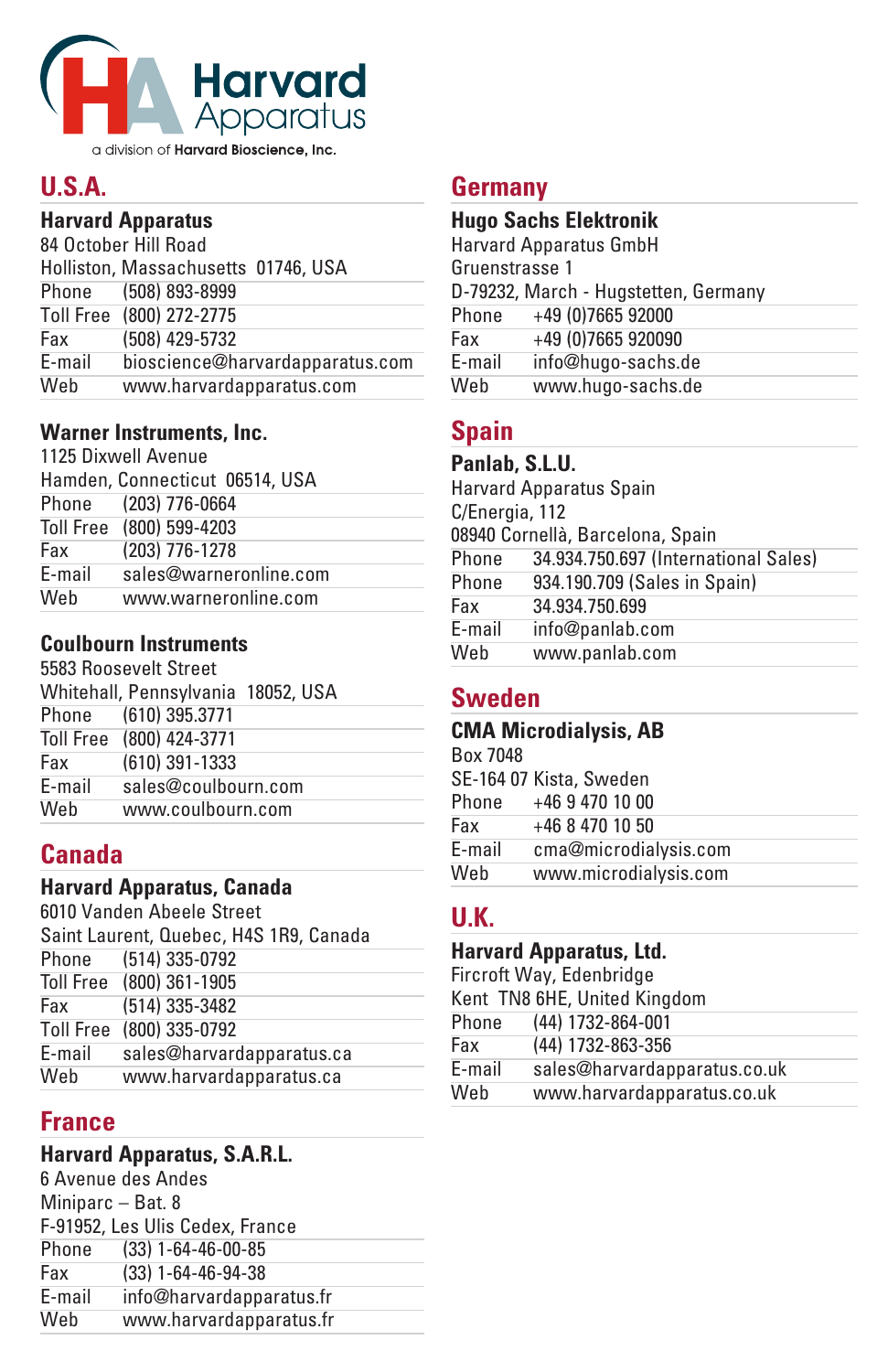Harvard Apparatus

a division of **Harvard Bioscience, Inc.**

## U.S.A.

### Harvard Apparatus

84 October Hill Road
Holliston, Massachusetts 01746, USA

| | |
|---|---|
| Phone | (508) 893-8999 |
| Toll Free | (800) 272-2775 |
| Fax | (508) 429-5732 |
| E-mail | bioscience@harvardapparatus.com |
| Web | www.harvardapparatus.com |

### Warner Instruments, Inc.

1125 Dixwell Avenue
Hamden, Connecticut 06514, USA

| | |
|---|---|
| Phone | (203) 776-0664 |
| Toll Free | (800) 599-4203 |
| Fax | (203) 776-1278 |
| E-mail | sales@warneronline.com |
| Web | www.warneronline.com |

### Coulbourn Instruments

5583 Roosevelt Street
Whitehall, Pennsylvania 18052, USA

| | |
|---|---|
| Phone | (610) 395.3771 |
| Toll Free | (800) 424-3771 |
| Fax | (610) 391-1333 |
| E-mail | sales@coulbourn.com |
| Web | www.coulbourn.com |

## Canada

### Harvard Apparatus, Canada

6010 Vanden Abeele Street
Saint Laurent, Quebec, H4S 1R9, Canada

| | |
|---|---|
| Phone | (514) 335-0792 |
| Toll Free | (800) 361-1905 |
| Fax | (514) 335-3482 |
| Toll Free | (800) 335-0792 |
| E-mail | sales@harvardapparatus.ca |
| Web | www.harvardapparatus.ca |

## France

### Harvard Apparatus, S.A.R.L.

6 Avenue des Andes
Miniparc – Bat. 8
F-91952, Les Ulis Cedex, France

| | |
|---|---|
| Phone | (33) 1-64-46-00-85 |
| Fax | (33) 1-64-46-94-38 |
| E-mail | info@harvardapparatus.fr |
| Web | www.harvardapparatus.fr |

## Germany

### Hugo Sachs Elektronik

Harvard Apparatus GmbH
Gruenstrasse 1
D-79232, March - Hugstetten, Germany

| | |
|---|---|
| Phone | +49 (0)7665 92000 |
| Fax | +49 (0)7665 920090 |
| E-mail | info@hugo-sachs.de |
| Web | www.hugo-sachs.de |

## Spain

### Panlab, S.L.U.

Harvard Apparatus Spain
C/Energia, 112
08940 Cornellà, Barcelona, Spain

| | |
|---|---|
| Phone | 34.934.750.697 (International Sales) |
| Phone | 934.190.709 (Sales in Spain) |
| Fax | 34.934.750.699 |
| E-mail | info@panlab.com |
| Web | www.panlab.com |

## Sweden

### CMA Microdialysis, AB

Box 7048
SE-164 07 Kista, Sweden

| | |
|---|---|
| Phone | +46 9 470 10 00 |
| Fax | +46 8 470 10 50 |
| E-mail | cma@microdialysis.com |
| Web | www.microdialysis.com |

## U.K.

### Harvard Apparatus, Ltd.

Fircroft Way, Edenbridge
Kent TN8 6HE, United Kingdom

| | |
|---|---|
| Phone | (44) 1732-864-001 |
| Fax | (44) 1732-863-356 |
| E-mail | sales@harvardapparatus.co.uk |
| Web | www.harvardapparatus.co.uk |